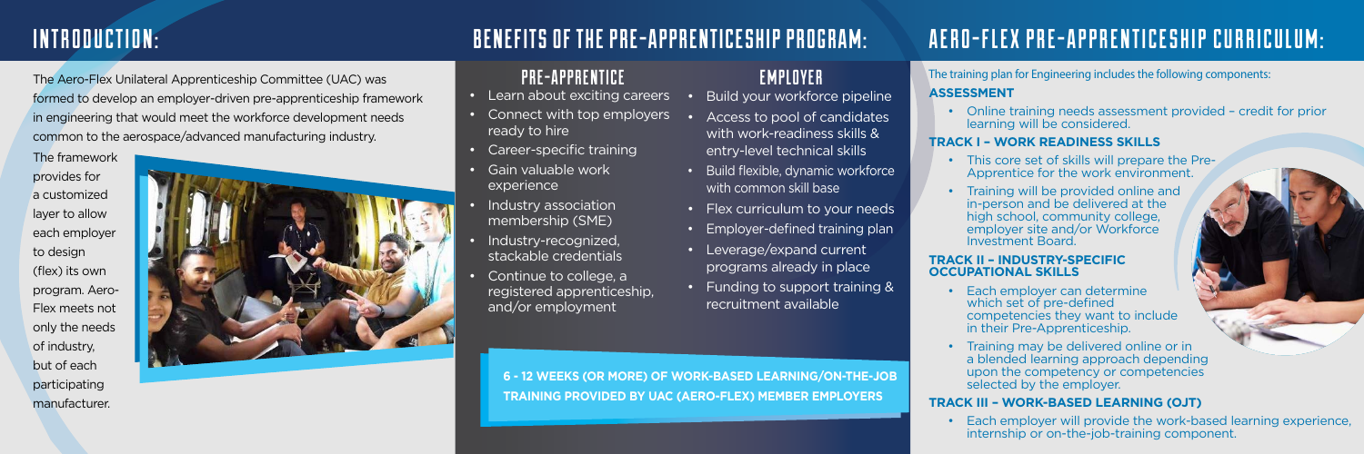# INTRODUCTION:

The Aero-Flex Unilateral Apprenticeship Committee (UAC) was formed to develop an employer-driven pre-apprenticeship framework in engineering that would meet the workforce development needs common to the aerospace/advanced manufacturing industry.

The framework provides for a customized layer to allow each employer to design (flex) its own program. Aero-Flex meets not only the needs of industry, but of each participating manufacturer.

# BENEFITS OF THE PRE-APPRENTICESHIP PROGRAM:

## PRE-APPRENTICE

- Learn about exciting careers
- Connect with top employers ready to hire
- Career-specific training
- Gain valuable work experience
- Industry association membership (SME)
- Industry-recognized, stackable credentials
- Continue to college, a registered apprenticeship, and/or employment

## EMPLOYER

- Build your workforce pipeline
- Access to pool of candidates with work-readiness skills & entry-level technical skills
- Build flexible, dynamic workforce with common skill base
- Flex curriculum to your needs
- Employer-defined training plan
- Leverage/expand current programs already in place
- Funding to support training & recruitment available

**6 - 12 WEEKS (OR MORE) OF WORK-BASED LEARNING/ON-THE-JOB TRAINING PROVIDED BY UAC (AERO-FLEX) MEMBER EMPLOYERS**

# AERO-FLEX PRE-APPRENTICESHIP CURRICULUM:

The training plan for Engineering includes the following components:

### ASSESSMENT

- Online training needs assessment provided – credit for prior learning will be considered.

### TRACK I – WORK READINESS SKILLS

- This core set of skills will prepare the Pre-Apprentice for the work environment.
- Training will be provided online and in-person and be delivered at the high school, community college, employer site and/or Workforce Investment Board.

### TRACK II – INDUSTRY-SPECIFIC OCCUPATIONAL SKILLS

- Each employer can determine which set of pre-defined competencies they want to include in their Pre-Apprenticeship.
- Training may be delivered online or in a blended learning approach depending upon the competency or competencies selected by the employer.

### TRACK III – WORK-BASED LEARNING (OJT)

- Each employer will provide the work-based learning experience, internship or on-the-job-training component.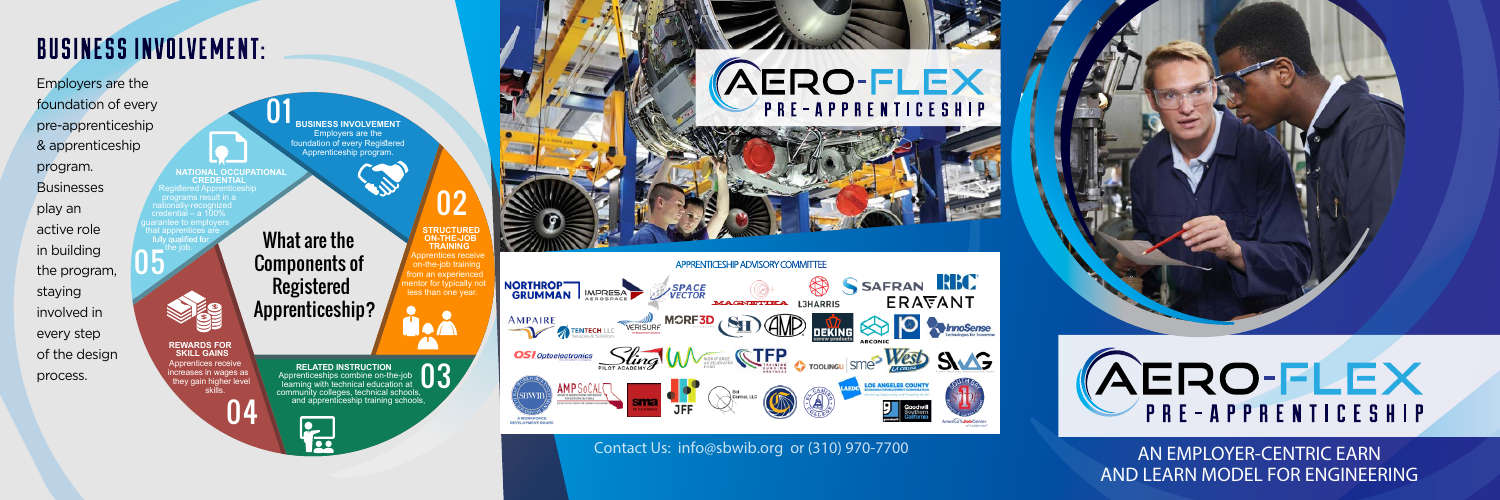# BUSINESS INVOLVEMENT:

Employers are the foundation of every pre-apprenticeship & apprenticeship program. Businesses play an active role in building the program, staying involved in every step of the design process.

## What are the Components of Registered Apprenticeship?

**01 BUSINESS INVOLVEMENT**
Employers are the foundation of every Registered Apprenticeship program.

**02 STRUCTURED ON-THE-JOB TRAINING**
Apprentices receive on-the-job training from an experienced mentor for typically not less than one year.

**03 RELATED INSTRUCTION**
Apprenticeships combine on-the-job learning with technical education at community colleges, technical schools, and apprenticeship training schools.

**04 REWARDS FOR SKILL GAINS**
Apprentices receive increases in wages as they gain higher level skills.

**05 NATIONAL OCCUPATIONAL CREDENTIAL**
Registered Apprenticeship programs result in a nationally-recognized credential – a 100% guarantee to employers that apprentices are fully qualified for the job.

# AERO-FLEX PRE-APPRENTICESHIP

APPRENTICESHIP ADVISORY COMMITTEE

Northrop Grumman, Impresa Aerospace, Space Vector, Magnetika, L3Harris, Safran, RBC, Eravant, Ampaire, Tentech LLC, Verisurf, Morf3D, SD, AMP, Deking, Arconic, InnoSense, OSI Optoelectronics, Sling Pilot Academy, TFP, Tooling U SME, West LA College, SMG, SBWIB, AMP SoCal, SMA, JFF, Los Angeles County, Goodwill Southern California, America's Job Center of California

Contact Us: info@sbwib.org or (310) 970-7700

# AERO-FLEX PRE-APPRENTICESHIP

AN EMPLOYER-CENTRIC EARN AND LEARN MODEL FOR ENGINEERING